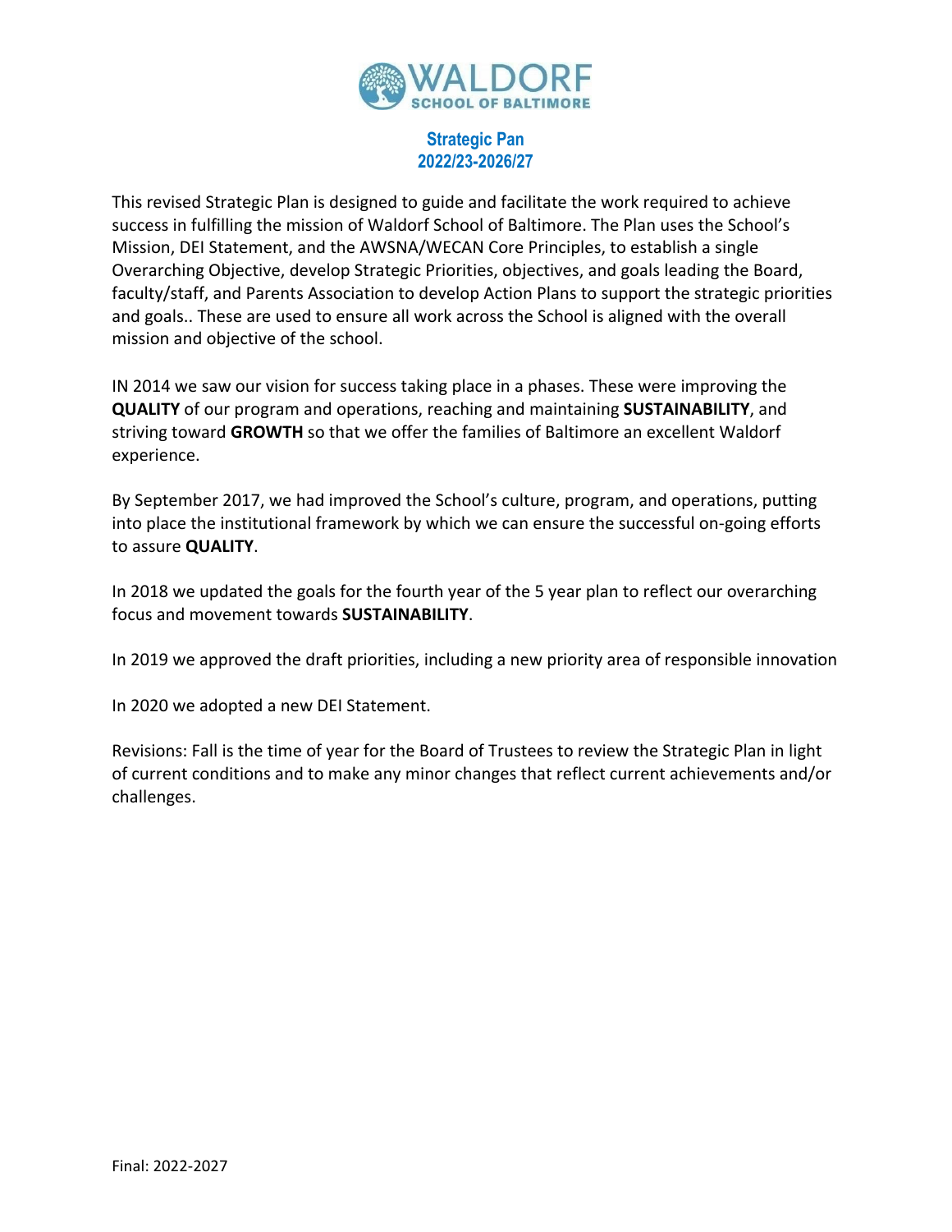# WALDORF SCHOOL OF BALTIMORE

## Strategic Pan
## 2022/23-2026/27

This revised Strategic Plan is designed to guide and facilitate the work required to achieve success in fulfilling the mission of Waldorf School of Baltimore. The Plan uses the School's Mission, DEI Statement, and the AWSNA/WECAN Core Principles, to establish a single Overarching Objective, develop Strategic Priorities, objectives, and goals leading the Board, faculty/staff, and Parents Association to develop Action Plans to support the strategic priorities and goals.. These are used to ensure all work across the School is aligned with the overall mission and objective of the school.

IN 2014 we saw our vision for success taking place in a phases. These were improving the **QUALITY** of our program and operations, reaching and maintaining **SUSTAINABILITY**, and striving toward **GROWTH** so that we offer the families of Baltimore an excellent Waldorf experience.

By September 2017, we had improved the School's culture, program, and operations, putting into place the institutional framework by which we can ensure the successful on-going efforts to assure **QUALITY**.

In 2018 we updated the goals for the fourth year of the 5 year plan to reflect our overarching focus and movement towards **SUSTAINABILITY**.

In 2019 we approved the draft priorities, including a new priority area of responsible innovation

In 2020 we adopted a new DEI Statement.

Revisions: Fall is the time of year for the Board of Trustees to review the Strategic Plan in light of current conditions and to make any minor changes that reflect current achievements and/or challenges.

Final: 2022-2027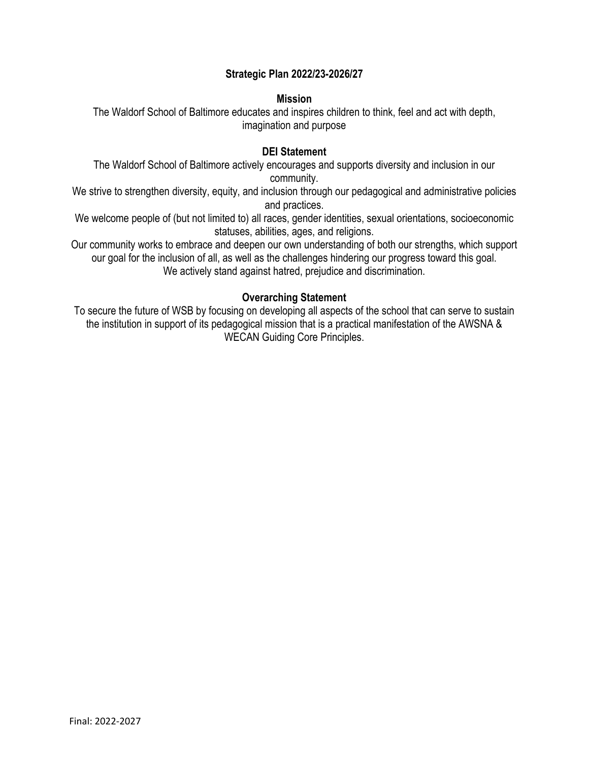## Strategic Plan 2022/23-2026/27

### Mission

The Waldorf School of Baltimore educates and inspires children to think, feel and act with depth, imagination and purpose

### DEI Statement

The Waldorf School of Baltimore actively encourages and supports diversity and inclusion in our community.

We strive to strengthen diversity, equity, and inclusion through our pedagogical and administrative policies and practices.

We welcome people of (but not limited to) all races, gender identities, sexual orientations, socioeconomic statuses, abilities, ages, and religions.

Our community works to embrace and deepen our own understanding of both our strengths, which support our goal for the inclusion of all, as well as the challenges hindering our progress toward this goal.

We actively stand against hatred, prejudice and discrimination.

### Overarching Statement

To secure the future of WSB by focusing on developing all aspects of the school that can serve to sustain the institution in support of its pedagogical mission that is a practical manifestation of the AWSNA & WECAN Guiding Core Principles.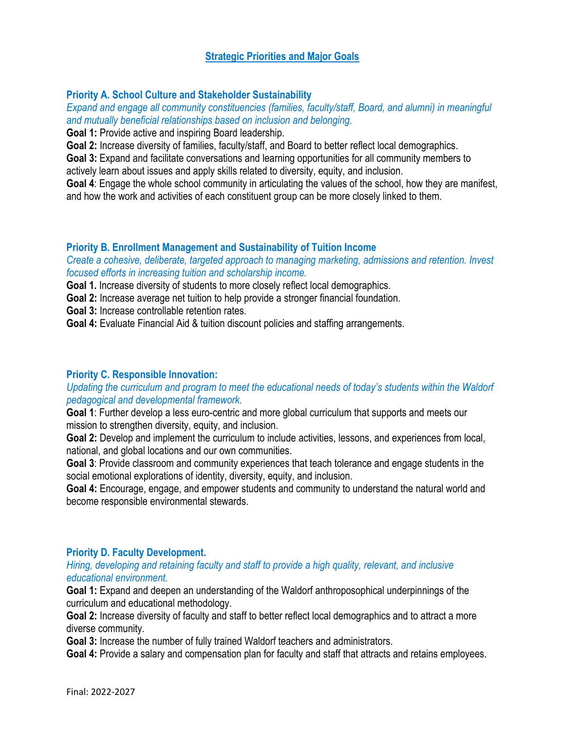## Strategic Priorities and Major Goals

### Priority A. School Culture and Stakeholder Sustainability

*Expand and engage all community constituencies (families, faculty/staff, Board, and alumni) in meaningful and mutually beneficial relationships based on inclusion and belonging.*

**Goal 1:** Provide active and inspiring Board leadership.

**Goal 2:** Increase diversity of families, faculty/staff, and Board to better reflect local demographics.

**Goal 3:** Expand and facilitate conversations and learning opportunities for all community members to actively learn about issues and apply skills related to diversity, equity, and inclusion.

**Goal 4**: Engage the whole school community in articulating the values of the school, how they are manifest, and how the work and activities of each constituent group can be more closely linked to them.

### Priority B. Enrollment Management and Sustainability of Tuition Income

*Create a cohesive, deliberate, targeted approach to managing marketing, admissions and retention. Invest focused efforts in increasing tuition and scholarship income.*

**Goal 1.** Increase diversity of students to more closely reflect local demographics.

**Goal 2:** Increase average net tuition to help provide a stronger financial foundation.

**Goal 3:** Increase controllable retention rates.

**Goal 4:** Evaluate Financial Aid & tuition discount policies and staffing arrangements.

### Priority C. Responsible Innovation:

*Updating the curriculum and program to meet the educational needs of today's students within the Waldorf pedagogical and developmental framework.*

**Goal 1**: Further develop a less euro-centric and more global curriculum that supports and meets our mission to strengthen diversity, equity, and inclusion.

**Goal 2:** Develop and implement the curriculum to include activities, lessons, and experiences from local, national, and global locations and our own communities.

**Goal 3**: Provide classroom and community experiences that teach tolerance and engage students in the social emotional explorations of identity, diversity, equity, and inclusion.

**Goal 4:** Encourage, engage, and empower students and community to understand the natural world and become responsible environmental stewards.

### Priority D. Faculty Development.

*Hiring, developing and retaining faculty and staff to provide a high quality, relevant, and inclusive educational environment.*

**Goal 1:** Expand and deepen an understanding of the Waldorf anthroposophical underpinnings of the curriculum and educational methodology.

**Goal 2:** Increase diversity of faculty and staff to better reflect local demographics and to attract a more diverse community.

**Goal 3:** Increase the number of fully trained Waldorf teachers and administrators.

**Goal 4:** Provide a salary and compensation plan for faculty and staff that attracts and retains employees.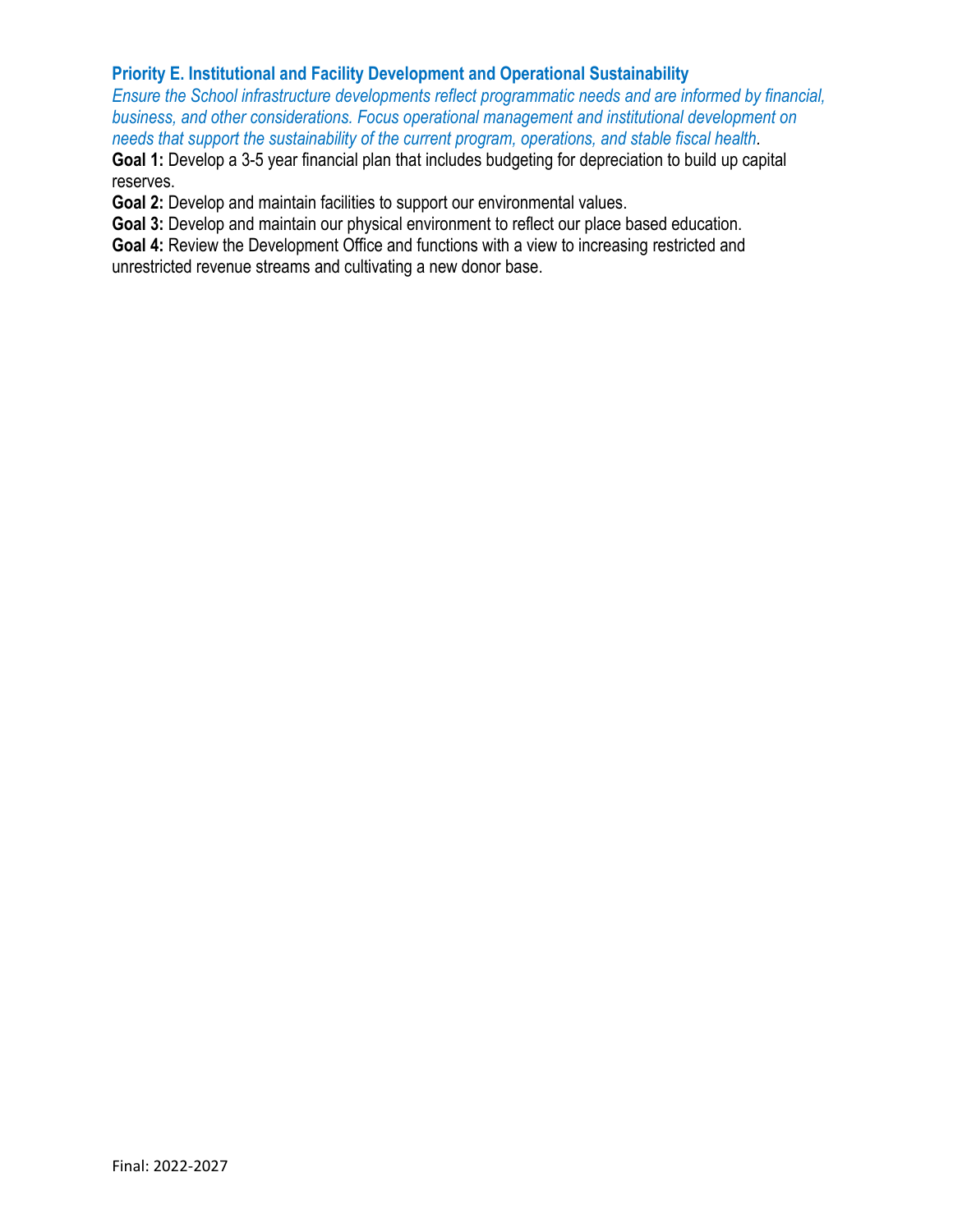### Priority E. Institutional and Facility Development and Operational Sustainability

*Ensure the School infrastructure developments reflect programmatic needs and are informed by financial, business, and other considerations. Focus operational management and institutional development on needs that support the sustainability of the current program, operations, and stable fiscal health*.

**Goal 1:** Develop a 3-5 year financial plan that includes budgeting for depreciation to build up capital reserves.

**Goal 2:** Develop and maintain facilities to support our environmental values.

**Goal 3:** Develop and maintain our physical environment to reflect our place based education.

**Goal 4:** Review the Development Office and functions with a view to increasing restricted and unrestricted revenue streams and cultivating a new donor base.